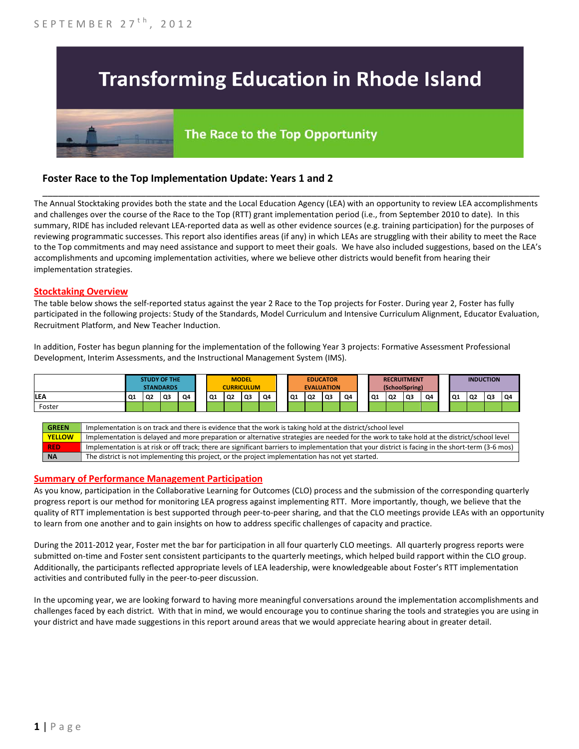SEPTEMBER 27th, 2012

# Transforming Education in Rhode Island

## The Race to the Top Opportunity

### Foster Race to the Top Implementation Update: Years 1 and 2

The Annual Stocktaking provides both the state and the Local Education Agency (LEA) with an opportunity to review LEA accomplishments and challenges over the course of the Race to the Top (RTT) grant implementation period (i.e., from September 2010 to date). In this summary, RIDE has included relevant LEA-reported data as well as other evidence sources (e.g. training participation) for the purposes of reviewing programmatic successes. This report also identifies areas (if any) in which LEAs are struggling with their ability to meet the Race to the Top commitments and may need assistance and support to meet their goals. We have also included suggestions, based on the LEA's accomplishments and upcoming implementation activities, where we believe other districts would benefit from hearing their implementation strategies.

## Stocktaking Overview

The table below shows the self-reported status against the year 2 Race to the Top projects for Foster. During year 2, Foster has fully participated in the following projects: Study of the Standards, Model Curriculum and Intensive Curriculum Alignment, Educator Evaluation, Recruitment Platform, and New Teacher Induction.

In addition, Foster has begun planning for the implementation of the following Year 3 projects: Formative Assessment Professional Development, Interim Assessments, and the Instructional Management System (IMS).

| | STUDY OF THE STANDARDS | | | | MODEL CURRICULUM | | | | EDUCATOR EVALUATION | | | | RECRUITMENT (SchoolSpring) | | | | INDUCTION | | | |
|---|---|---|---|---|---|---|---|---|---|---|---|---|---|---|---|---|---|---|---|---|
| LEA | Q1 | Q2 | Q3 | Q4 | Q1 | Q2 | Q3 | Q4 | Q1 | Q2 | Q3 | Q4 | Q1 | Q2 | Q3 | Q4 | Q1 | Q2 | Q3 | Q4 |
| Foster | | | | | | | | | | | | | | | | | | | | |

| | |
|---|---|
| GREEN | Implementation is on track and there is evidence that the work is taking hold at the district/school level |
| YELLOW | Implementation is delayed and more preparation or alternative strategies are needed for the work to take hold at the district/school level |
| RED | Implementation is at risk or off track; there are significant barriers to implementation that your district is facing in the short-term (3-6 mos) |
| NA | The district is not implementing this project, or the project implementation has not yet started. |

## Summary of Performance Management Participation

As you know, participation in the Collaborative Learning for Outcomes (CLO) process and the submission of the corresponding quarterly progress report is our method for monitoring LEA progress against implementing RTT. More importantly, though, we believe that the quality of RTT implementation is best supported through peer-to-peer sharing, and that the CLO meetings provide LEAs with an opportunity to learn from one another and to gain insights on how to address specific challenges of capacity and practice.

During the 2011-2012 year, Foster met the bar for participation in all four quarterly CLO meetings. All quarterly progress reports were submitted on-time and Foster sent consistent participants to the quarterly meetings, which helped build rapport within the CLO group. Additionally, the participants reflected appropriate levels of LEA leadership, were knowledgeable about Foster's RTT implementation activities and contributed fully in the peer-to-peer discussion.

In the upcoming year, we are looking forward to having more meaningful conversations around the implementation accomplishments and challenges faced by each district. With that in mind, we would encourage you to continue sharing the tools and strategies you are using in your district and have made suggestions in this report around areas that we would appreciate hearing about in greater detail.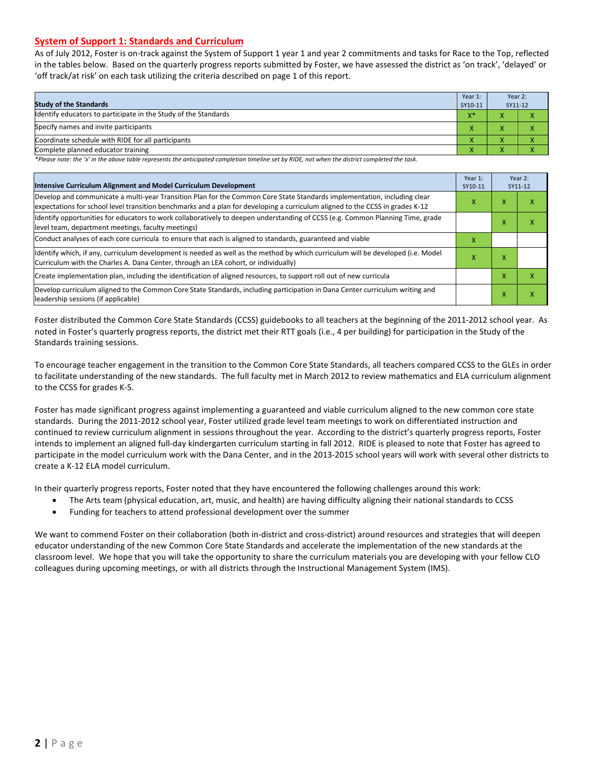## System of Support 1: Standards and Curriculum

As of July 2012, Foster is on-track against the System of Support 1 year 1 and year 2 commitments and tasks for Race to the Top, reflected in the tables below. Based on the quarterly progress reports submitted by Foster, we have assessed the district as 'on track', 'delayed' or 'off track/at risk' on each task utilizing the criteria described on page 1 of this report.

| Study of the Standards | Year 1: SY10-11 | Year 2: SY11-12 | |
|---|---|---|---|
| Identify educators to participate in the Study of the Standards | X* | X | X |
| Specify names and invite participants | X | X | X |
| Coordinate schedule with RIDE for all participants | X | X | X |
| Complete planned educator training | X | X | X |

*Please note: the 'x' in the above table represents the anticipated completion timeline set by RIDE, not when the district completed the task.*

| Intensive Curriculum Alignment and Model Curriculum Development | Year 1: SY10-11 | Year 2: SY11-12 | |
|---|---|---|---|
| Develop and communicate a multi-year Transition Plan for the Common Core State Standards implementation, including clear expectations for school level transition benchmarks and a plan for developing a curriculum aligned to the CCSS in grades K-12 | X | X | X |
| Identify opportunities for educators to work collaboratively to deepen understanding of CCSS (e.g. Common Planning Time, grade level team, department meetings, faculty meetings) | | X | X |
| Conduct analyses of each core curricula to ensure that each is aligned to standards, guaranteed and viable | X | | |
| Identify which, if any, curriculum development is needed as well as the method by which curriculum will be developed (i.e. Model Curriculum with the Charles A. Dana Center, through an LEA cohort, or individually) | X | X | |
| Create implementation plan, including the identification of aligned resources, to support roll out of new curricula | | X | X |
| Develop curriculum aligned to the Common Core State Standards, including participation in Dana Center curriculum writing and leadership sessions (if applicable) | | X | X |

Foster distributed the Common Core State Standards (CCSS) guidebooks to all teachers at the beginning of the 2011-2012 school year. As noted in Foster's quarterly progress reports, the district met their RTT goals (i.e., 4 per building) for participation in the Study of the Standards training sessions.

To encourage teacher engagement in the transition to the Common Core State Standards, all teachers compared CCSS to the GLEs in order to facilitate understanding of the new standards. The full faculty met in March 2012 to review mathematics and ELA curriculum alignment to the CCSS for grades K-5.

Foster has made significant progress against implementing a guaranteed and viable curriculum aligned to the new common core state standards. During the 2011-2012 school year, Foster utilized grade level team meetings to work on differentiated instruction and continued to review curriculum alignment in sessions throughout the year. According to the district's quarterly progress reports, Foster intends to implement an aligned full-day kindergarten curriculum starting in fall 2012. RIDE is pleased to note that Foster has agreed to participate in the model curriculum work with the Dana Center, and in the 2013-2015 school years will work with several other districts to create a K-12 ELA model curriculum.

In their quarterly progress reports, Foster noted that they have encountered the following challenges around this work:

- The Arts team (physical education, art, music, and health) are having difficulty aligning their national standards to CCSS
- Funding for teachers to attend professional development over the summer

We want to commend Foster on their collaboration (both in-district and cross-district) around resources and strategies that will deepen educator understanding of the new Common Core State Standards and accelerate the implementation of the new standards at the classroom level. We hope that you will take the opportunity to share the curriculum materials you are developing with your fellow CLO colleagues during upcoming meetings, or with all districts through the Instructional Management System (IMS).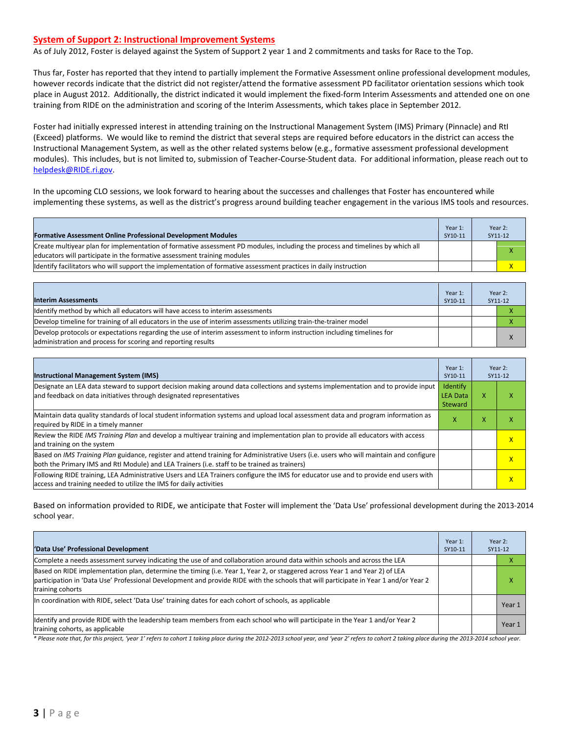## System of Support 2: Instructional Improvement Systems

As of July 2012, Foster is delayed against the System of Support 2 year 1 and 2 commitments and tasks for Race to the Top.

Thus far, Foster has reported that they intend to partially implement the Formative Assessment online professional development modules, however records indicate that the district did not register/attend the formative assessment PD facilitator orientation sessions which took place in August 2012. Additionally, the district indicated it would implement the fixed-form Interim Assessments and attended one on one training from RIDE on the administration and scoring of the Interim Assessments, which takes place in September 2012.

Foster had initially expressed interest in attending training on the Instructional Management System (IMS) Primary (Pinnacle) and RtI (Exceed) platforms. We would like to remind the district that several steps are required before educators in the district can access the Instructional Management System, as well as the other related systems below (e.g., formative assessment professional development modules). This includes, but is not limited to, submission of Teacher-Course-Student data. For additional information, please reach out to helpdesk@RIDE.ri.gov.

In the upcoming CLO sessions, we look forward to hearing about the successes and challenges that Foster has encountered while implementing these systems, as well as the district's progress around building teacher engagement in the various IMS tools and resources.

| Formative Assessment Online Professional Development Modules | Year 1: SY10-11 | Year 2: SY11-12 | |
|---|---|---|---|
| Create multiyear plan for implementation of formative assessment PD modules, including the process and timelines by which all educators will participate in the formative assessment training modules | | | X |
| Identify facilitators who will support the implementation of formative assessment practices in daily instruction | | | X |

| Interim Assessments | Year 1: SY10-11 | Year 2: SY11-12 | |
|---|---|---|---|
| Identify method by which all educators will have access to interim assessments | | | X |
| Develop timeline for training of all educators in the use of interim assessments utilizing train-the-trainer model | | | X |
| Develop protocols or expectations regarding the use of interim assessment to inform instruction including timelines for administration and process for scoring and reporting results | | | X |

| Instructional Management System (IMS) | Year 1: SY10-11 | Year 2: SY11-12 | |
|---|---|---|---|
| Designate an LEA data steward to support decision making around data collections and systems implementation and to provide input and feedback on data initiatives through designated representatives | Identify LEA Data Steward | X | X |
| Maintain data quality standards of local student information systems and upload local assessment data and program information as required by RIDE in a timely manner | X | X | X |
| Review the RIDE *IMS Training Plan* and develop a multiyear training and implementation plan to provide all educators with access and training on the system | | | X |
| Based on *IMS Training Plan* guidance, register and attend training for Administrative Users (i.e. users who will maintain and configure both the Primary IMS and RtI Module) and LEA Trainers (i.e. staff to be trained as trainers) | | | X |
| Following RIDE training, LEA Administrative Users and LEA Trainers configure the IMS for educator use and to provide end users with access and training needed to utilize the IMS for daily activities | | | X |

Based on information provided to RIDE, we anticipate that Foster will implement the 'Data Use' professional development during the 2013-2014 school year.

| 'Data Use' Professional Development | Year 1: SY10-11 | Year 2: SY11-12 | |
|---|---|---|---|
| Complete a needs assessment survey indicating the use of and collaboration around data within schools and across the LEA | | | X |
| Based on RIDE implementation plan, determine the timing (i.e. Year 1, Year 2, or staggered across Year 1 and Year 2) of LEA participation in 'Data Use' Professional Development and provide RIDE with the schools that will participate in Year 1 and/or Year 2 training cohorts | | | X |
| In coordination with RIDE, select 'Data Use' training dates for each cohort of schools, as applicable | | | Year 1 |
| Identify and provide RIDE with the leadership team members from each school who will participate in the Year 1 and/or Year 2 training cohorts, as applicable | | | Year 1 |

*\* Please note that, for this project, 'year 1' refers to cohort 1 taking place during the 2012-2013 school year, and 'year 2' refers to cohort 2 taking place during the 2013-2014 school year.*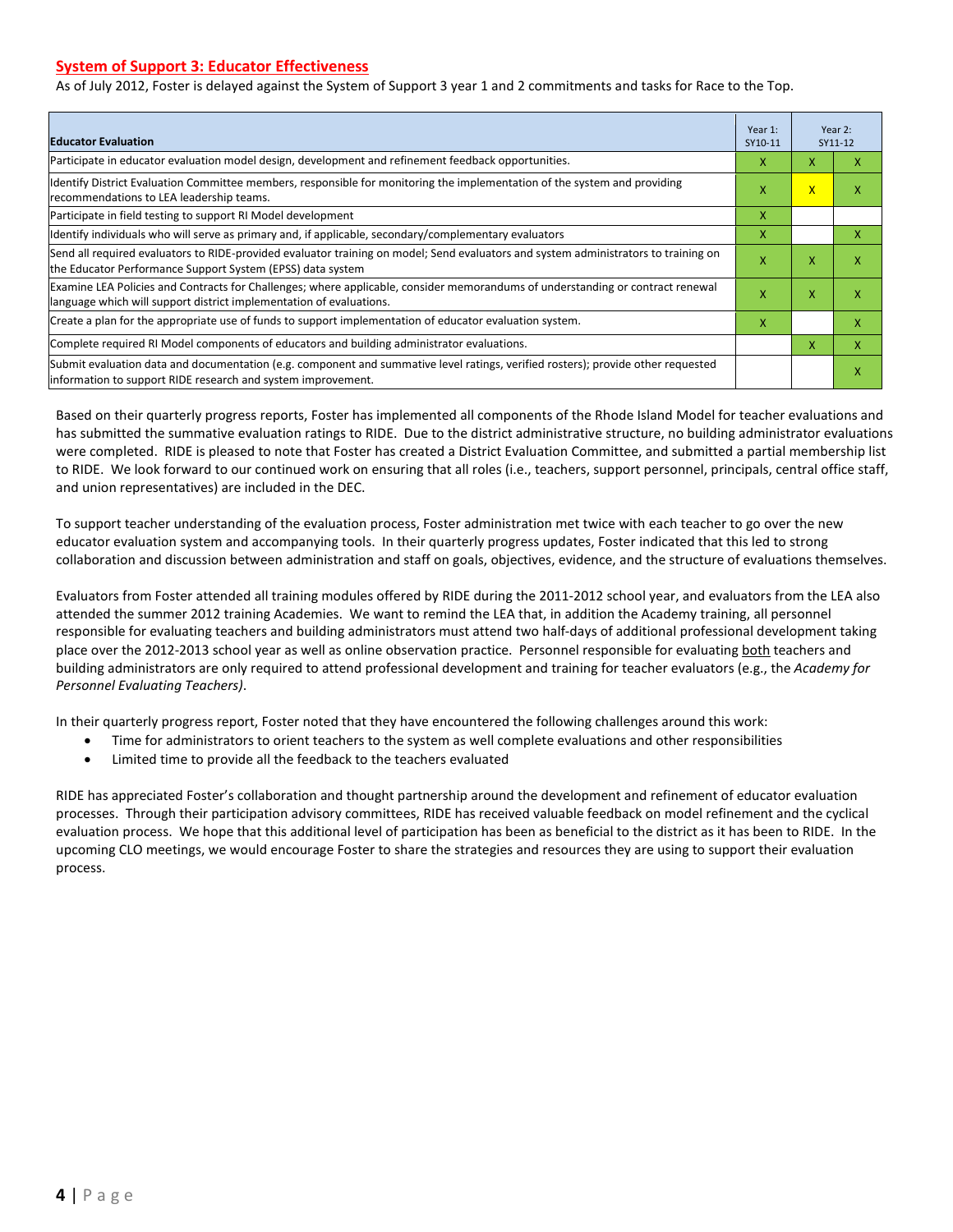## System of Support 3: Educator Effectiveness

As of July 2012, Foster is delayed against the System of Support 3 year 1 and 2 commitments and tasks for Race to the Top.

| Educator Evaluation | Year 1: SY10-11 | Year 2: SY11-12 | |
|---|---|---|---|
| Participate in educator evaluation model design, development and refinement feedback opportunities. | X | X | X |
| Identify District Evaluation Committee members, responsible for monitoring the implementation of the system and providing recommendations to LEA leadership teams. | X | X | X |
| Participate in field testing to support RI Model development | X | | |
| Identify individuals who will serve as primary and, if applicable, secondary/complementary evaluators | X | | X |
| Send all required evaluators to RIDE-provided evaluator training on model; Send evaluators and system administrators to training on the Educator Performance Support System (EPSS) data system | X | X | X |
| Examine LEA Policies and Contracts for Challenges; where applicable, consider memorandums of understanding or contract renewal language which will support district implementation of evaluations. | X | X | X |
| Create a plan for the appropriate use of funds to support implementation of educator evaluation system. | X | | X |
| Complete required RI Model components of educators and building administrator evaluations. | | X | X |
| Submit evaluation data and documentation (e.g. component and summative level ratings, verified rosters); provide other requested information to support RIDE research and system improvement. | | | X |

Based on their quarterly progress reports, Foster has implemented all components of the Rhode Island Model for teacher evaluations and has submitted the summative evaluation ratings to RIDE. Due to the district administrative structure, no building administrator evaluations were completed. RIDE is pleased to note that Foster has created a District Evaluation Committee, and submitted a partial membership list to RIDE. We look forward to our continued work on ensuring that all roles (i.e., teachers, support personnel, principals, central office staff, and union representatives) are included in the DEC.

To support teacher understanding of the evaluation process, Foster administration met twice with each teacher to go over the new educator evaluation system and accompanying tools. In their quarterly progress updates, Foster indicated that this led to strong collaboration and discussion between administration and staff on goals, objectives, evidence, and the structure of evaluations themselves.

Evaluators from Foster attended all training modules offered by RIDE during the 2011-2012 school year, and evaluators from the LEA also attended the summer 2012 training Academies. We want to remind the LEA that, in addition the Academy training, all personnel responsible for evaluating teachers and building administrators must attend two half-days of additional professional development taking place over the 2012-2013 school year as well as online observation practice. Personnel responsible for evaluating both teachers and building administrators are only required to attend professional development and training for teacher evaluators (e.g., the *Academy for Personnel Evaluating Teachers)*.

In their quarterly progress report, Foster noted that they have encountered the following challenges around this work:

- Time for administrators to orient teachers to the system as well complete evaluations and other responsibilities
- Limited time to provide all the feedback to the teachers evaluated

RIDE has appreciated Foster's collaboration and thought partnership around the development and refinement of educator evaluation processes. Through their participation advisory committees, RIDE has received valuable feedback on model refinement and the cyclical evaluation process. We hope that this additional level of participation has been as beneficial to the district as it has been to RIDE. In the upcoming CLO meetings, we would encourage Foster to share the strategies and resources they are using to support their evaluation process.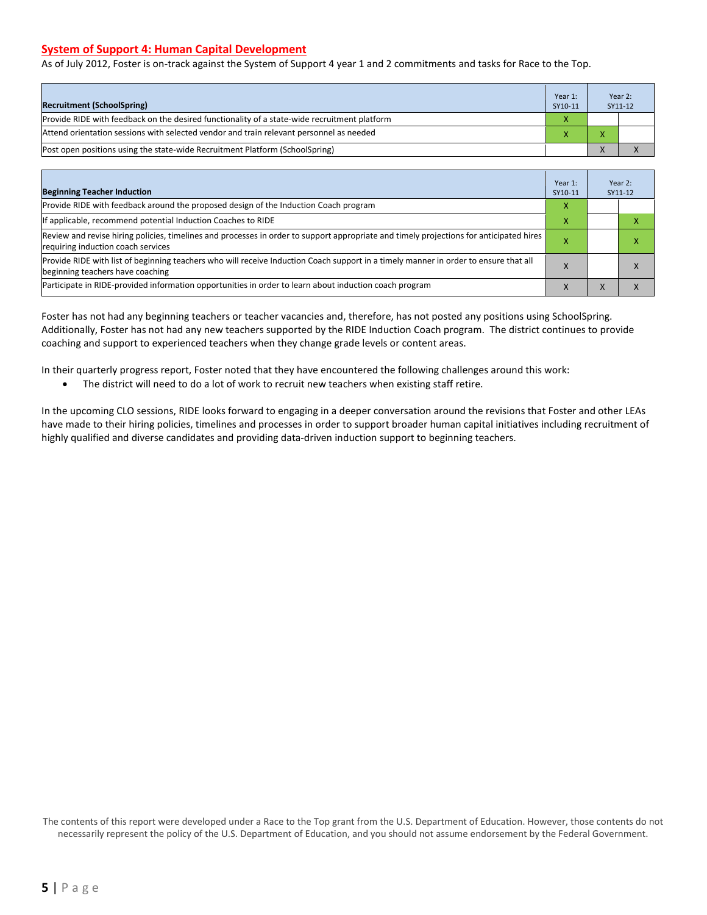## System of Support 4: Human Capital Development

As of July 2012, Foster is on-track against the System of Support 4 year 1 and 2 commitments and tasks for Race to the Top.

| Recruitment (SchoolSpring) | Year 1: SY10-11 | Year 2: SY11-12 | |
|---|---|---|---|
| Provide RIDE with feedback on the desired functionality of a state-wide recruitment platform | X | | |
| Attend orientation sessions with selected vendor and train relevant personnel as needed | X | X | |
| Post open positions using the state-wide Recruitment Platform (SchoolSpring) | | X | X |

| Beginning Teacher Induction | Year 1: SY10-11 | Year 2: SY11-12 | |
|---|---|---|---|
| Provide RIDE with feedback around the proposed design of the Induction Coach program | X | | |
| If applicable, recommend potential Induction Coaches to RIDE | X | | X |
| Review and revise hiring policies, timelines and processes in order to support appropriate and timely projections for anticipated hires requiring induction coach services | X | | X |
| Provide RIDE with list of beginning teachers who will receive Induction Coach support in a timely manner in order to ensure that all beginning teachers have coaching | X | | X |
| Participate in RIDE-provided information opportunities in order to learn about induction coach program | X | X | X |

Foster has not had any beginning teachers or teacher vacancies and, therefore, has not posted any positions using SchoolSpring. Additionally, Foster has not had any new teachers supported by the RIDE Induction Coach program. The district continues to provide coaching and support to experienced teachers when they change grade levels or content areas.

In their quarterly progress report, Foster noted that they have encountered the following challenges around this work:

- The district will need to do a lot of work to recruit new teachers when existing staff retire.

In the upcoming CLO sessions, RIDE looks forward to engaging in a deeper conversation around the revisions that Foster and other LEAs have made to their hiring policies, timelines and processes in order to support broader human capital initiatives including recruitment of highly qualified and diverse candidates and providing data-driven induction support to beginning teachers.

The contents of this report were developed under a Race to the Top grant from the U.S. Department of Education. However, those contents do not necessarily represent the policy of the U.S. Department of Education, and you should not assume endorsement by the Federal Government.